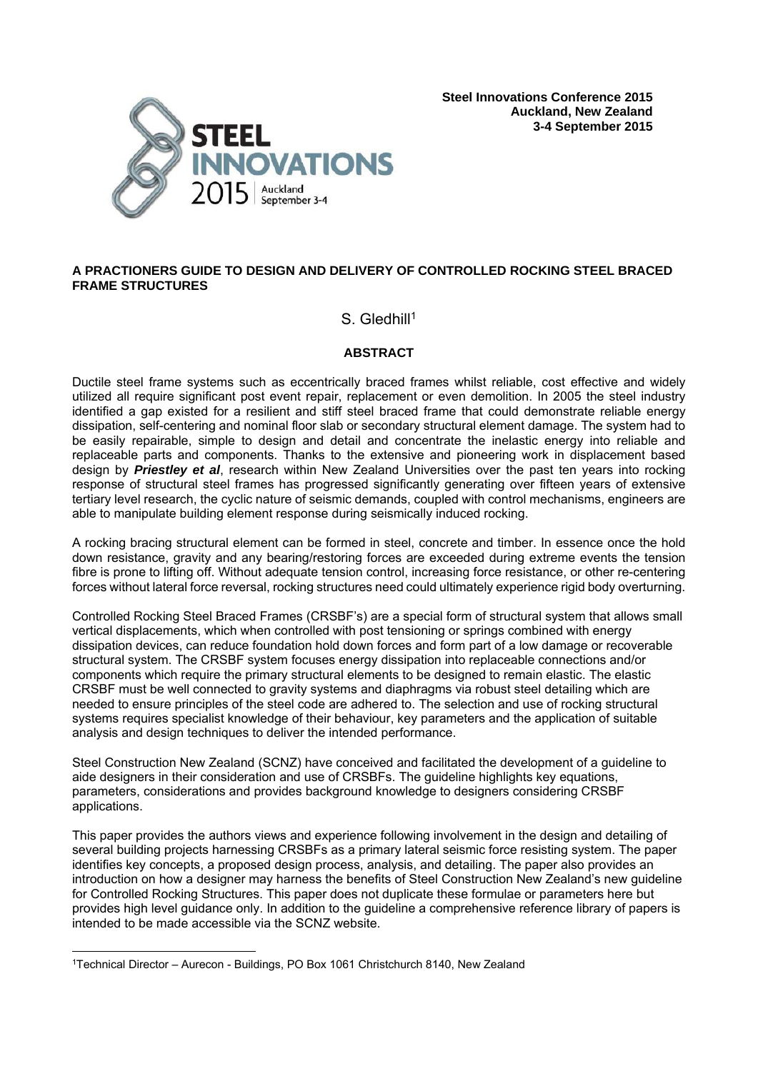Steel Innovations Conference 2015
Auckland, New Zealand
3-4 September 2015

# A PRACTIONERS GUIDE TO DESIGN AND DELIVERY OF CONTROLLED ROCKING STEEL BRACED FRAME STRUCTURES

S. Gledhill[1]

## ABSTRACT

Ductile steel frame systems such as eccentrically braced frames whilst reliable, cost effective and widely utilized all require significant post event repair, replacement or even demolition. In 2005 the steel industry identified a gap existed for a resilient and stiff steel braced frame that could demonstrate reliable energy dissipation, self-centering and nominal floor slab or secondary structural element damage. The system had to be easily repairable, simple to design and detail and concentrate the inelastic energy into reliable and replaceable parts and components. Thanks to the extensive and pioneering work in displacement based design by ***Priestley et al***, research within New Zealand Universities over the past ten years into rocking response of structural steel frames has progressed significantly generating over fifteen years of extensive tertiary level research, the cyclic nature of seismic demands, coupled with control mechanisms, engineers are able to manipulate building element response during seismically induced rocking.

A rocking bracing structural element can be formed in steel, concrete and timber. In essence once the hold down resistance, gravity and any bearing/restoring forces are exceeded during extreme events the tension fibre is prone to lifting off. Without adequate tension control, increasing force resistance, or other re-centering forces without lateral force reversal, rocking structures need could ultimately experience rigid body overturning.

Controlled Rocking Steel Braced Frames (CRSBF's) are a special form of structural system that allows small vertical displacements, which when controlled with post tensioning or springs combined with energy dissipation devices, can reduce foundation hold down forces and form part of a low damage or recoverable structural system. The CRSBF system focuses energy dissipation into replaceable connections and/or components which require the primary structural elements to be designed to remain elastic. The elastic CRSBF must be well connected to gravity systems and diaphragms via robust steel detailing which are needed to ensure principles of the steel code are adhered to. The selection and use of rocking structural systems requires specialist knowledge of their behaviour, key parameters and the application of suitable analysis and design techniques to deliver the intended performance.

Steel Construction New Zealand (SCNZ) have conceived and facilitated the development of a guideline to aide designers in their consideration and use of CRSBFs. The guideline highlights key equations, parameters, considerations and provides background knowledge to designers considering CRSBF applications.

This paper provides the authors views and experience following involvement in the design and detailing of several building projects harnessing CRSBFs as a primary lateral seismic force resisting system. The paper identifies key concepts, a proposed design process, analysis, and detailing. The paper also provides an introduction on how a designer may harness the benefits of Steel Construction New Zealand's new guideline for Controlled Rocking Structures. This paper does not duplicate these formulae or parameters here but provides high level guidance only. In addition to the guideline a comprehensive reference library of papers is intended to be made accessible via the SCNZ website.

[1]Technical Director – Aurecon - Buildings, PO Box 1061 Christchurch 8140, New Zealand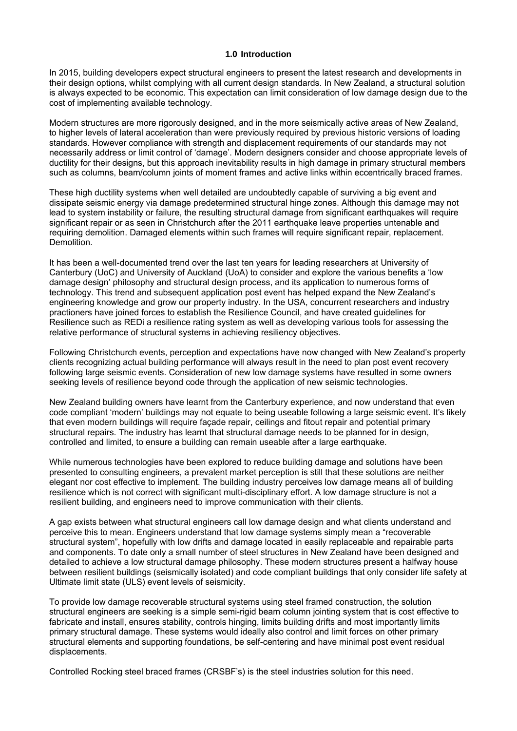## 1.0 Introduction

In 2015, building developers expect structural engineers to present the latest research and developments in their design options, whilst complying with all current design standards. In New Zealand, a structural solution is always expected to be economic. This expectation can limit consideration of low damage design due to the cost of implementing available technology.

Modern structures are more rigorously designed, and in the more seismically active areas of New Zealand, to higher levels of lateral acceleration than were previously required by previous historic versions of loading standards. However compliance with strength and displacement requirements of our standards may not necessarily address or limit control of 'damage'. Modern designers consider and choose appropriate levels of ductility for their designs, but this approach inevitability results in high damage in primary structural members such as columns, beam/column joints of moment frames and active links within eccentrically braced frames.

These high ductility systems when well detailed are undoubtedly capable of surviving a big event and dissipate seismic energy via damage predetermined structural hinge zones. Although this damage may not lead to system instability or failure, the resulting structural damage from significant earthquakes will require significant repair or as seen in Christchurch after the 2011 earthquake leave properties untenable and requiring demolition. Damaged elements within such frames will require significant repair, replacement. Demolition.

It has been a well-documented trend over the last ten years for leading researchers at University of Canterbury (UoC) and University of Auckland (UoA) to consider and explore the various benefits a 'low damage design' philosophy and structural design process, and its application to numerous forms of technology. This trend and subsequent application post event has helped expand the New Zealand's engineering knowledge and grow our property industry. In the USA, concurrent researchers and industry practioners have joined forces to establish the Resilience Council, and have created guidelines for Resilience such as REDi a resilience rating system as well as developing various tools for assessing the relative performance of structural systems in achieving resiliency objectives.

Following Christchurch events, perception and expectations have now changed with New Zealand's property clients recognizing actual building performance will always result in the need to plan post event recovery following large seismic events. Consideration of new low damage systems have resulted in some owners seeking levels of resilience beyond code through the application of new seismic technologies.

New Zealand building owners have learnt from the Canterbury experience, and now understand that even code compliant 'modern' buildings may not equate to being useable following a large seismic event. It's likely that even modern buildings will require façade repair, ceilings and fitout repair and potential primary structural repairs. The industry has learnt that structural damage needs to be planned for in design, controlled and limited, to ensure a building can remain useable after a large earthquake.

While numerous technologies have been explored to reduce building damage and solutions have been presented to consulting engineers, a prevalent market perception is still that these solutions are neither elegant nor cost effective to implement. The building industry perceives low damage means all of building resilience which is not correct with significant multi-disciplinary effort. A low damage structure is not a resilient building, and engineers need to improve communication with their clients.

A gap exists between what structural engineers call low damage design and what clients understand and perceive this to mean. Engineers understand that low damage systems simply mean a "recoverable structural system", hopefully with low drifts and damage located in easily replaceable and repairable parts and components. To date only a small number of steel structures in New Zealand have been designed and detailed to achieve a low structural damage philosophy. These modern structures present a halfway house between resilient buildings (seismically isolated) and code compliant buildings that only consider life safety at Ultimate limit state (ULS) event levels of seismicity.

To provide low damage recoverable structural systems using steel framed construction, the solution structural engineers are seeking is a simple semi-rigid beam column jointing system that is cost effective to fabricate and install, ensures stability, controls hinging, limits building drifts and most importantly limits primary structural damage. These systems would ideally also control and limit forces on other primary structural elements and supporting foundations, be self-centering and have minimal post event residual displacements.

Controlled Rocking steel braced frames (CRSBF's) is the steel industries solution for this need.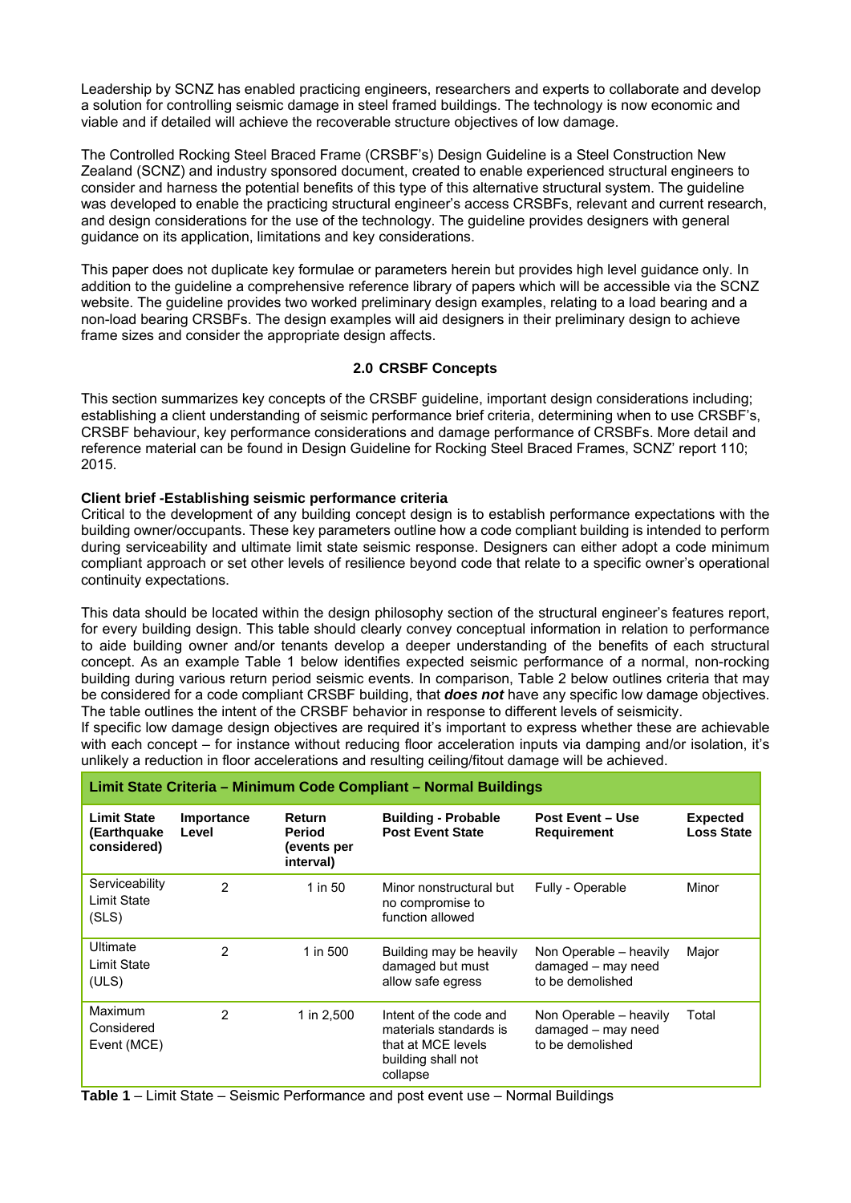Leadership by SCNZ has enabled practicing engineers, researchers and experts to collaborate and develop a solution for controlling seismic damage in steel framed buildings. The technology is now economic and viable and if detailed will achieve the recoverable structure objectives of low damage.

The Controlled Rocking Steel Braced Frame (CRSBF's) Design Guideline is a Steel Construction New Zealand (SCNZ) and industry sponsored document, created to enable experienced structural engineers to consider and harness the potential benefits of this type of this alternative structural system. The guideline was developed to enable the practicing structural engineer's access CRSBFs, relevant and current research, and design considerations for the use of the technology. The guideline provides designers with general guidance on its application, limitations and key considerations.

This paper does not duplicate key formulae or parameters herein but provides high level guidance only. In addition to the guideline a comprehensive reference library of papers which will be accessible via the SCNZ website. The guideline provides two worked preliminary design examples, relating to a load bearing and a non-load bearing CRSBFs. The design examples will aid designers in their preliminary design to achieve frame sizes and consider the appropriate design affects.

## 2.0 CRSBF Concepts

This section summarizes key concepts of the CRSBF guideline, important design considerations including; establishing a client understanding of seismic performance brief criteria, determining when to use CRSBF's, CRSBF behaviour, key performance considerations and damage performance of CRSBFs. More detail and reference material can be found in Design Guideline for Rocking Steel Braced Frames, SCNZ' report 110; 2015.

**Client brief -Establishing seismic performance criteria**

Critical to the development of any building concept design is to establish performance expectations with the building owner/occupants. These key parameters outline how a code compliant building is intended to perform during serviceability and ultimate limit state seismic response. Designers can either adopt a code minimum compliant approach or set other levels of resilience beyond code that relate to a specific owner's operational continuity expectations.

This data should be located within the design philosophy section of the structural engineer's features report, for every building design. This table should clearly convey conceptual information in relation to performance to aide building owner and/or tenants develop a deeper understanding of the benefits of each structural concept. As an example Table 1 below identifies expected seismic performance of a normal, non-rocking building during various return period seismic events. In comparison, Table 2 below outlines criteria that may be considered for a code compliant CRSBF building, that ***does not*** have any specific low damage objectives. The table outlines the intent of the CRSBF behavior in response to different levels of seismicity.

If specific low damage design objectives are required it's important to express whether these are achievable with each concept – for instance without reducing floor acceleration inputs via damping and/or isolation, it's unlikely a reduction in floor accelerations and resulting ceiling/fitout damage will be achieved.

| **Limit State Criteria – Minimum Code Compliant – Normal Buildings** | | | | | |
|---|---|---|---|---|---|
| **Limit State (Earthquake considered)** | **Importance Level** | **Return Period (events per interval)** | **Building - Probable Post Event State** | **Post Event – Use Requirement** | **Expected Loss State** |
| Serviceability Limit State (SLS) | 2 | 1 in 50 | Minor nonstructural but no compromise to function allowed | Fully - Operable | Minor |
| Ultimate Limit State (ULS) | 2 | 1 in 500 | Building may be heavily damaged but must allow safe egress | Non Operable – heavily damaged – may need to be demolished | Major |
| Maximum Considered Event (MCE) | 2 | 1 in 2,500 | Intent of the code and materials standards is that at MCE levels building shall not collapse | Non Operable – heavily damaged – may need to be demolished | Total |

**Table 1** – Limit State – Seismic Performance and post event use – Normal Buildings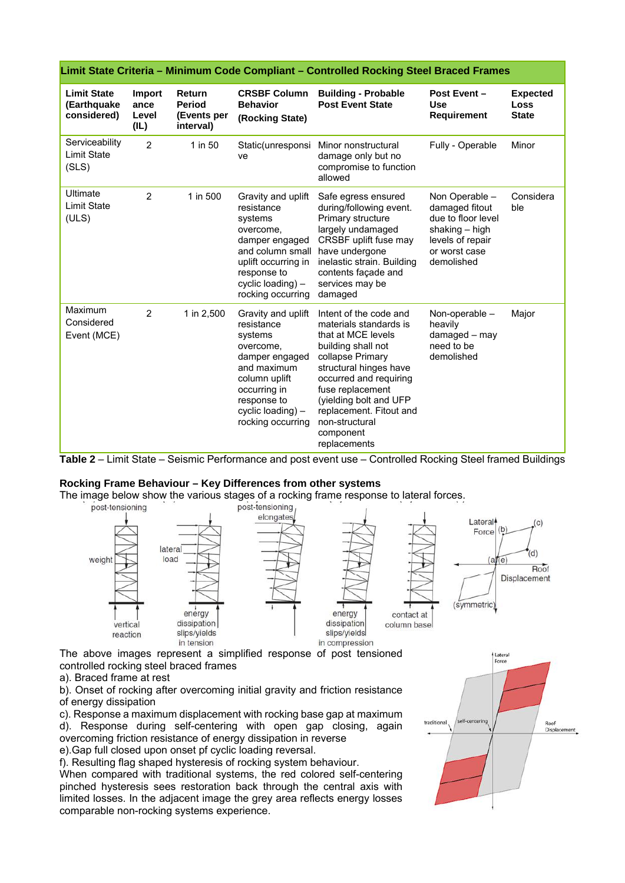| Limit State Criteria – Minimum Code Compliant – Controlled Rocking Steel Braced Frames | | | | | | |
|---|---|---|---|---|---|---|
| **Limit State (Earthquake considered)** | **Importance Level (IL)** | **Return Period (Events per interval)** | **CRSBF Column Behavior (Rocking State)** | **Building - Probable Post Event State** | **Post Event – Use Requirement** | **Expected Loss State** |
| Serviceability Limit State (SLS) | 2 | 1 in 50 | Static(unresponsive | Minor nonstructural damage only but no compromise to function allowed | Fully - Operable | Minor |
| Ultimate Limit State (ULS) | 2 | 1 in 500 | Gravity and uplift resistance systems overcome, damper engaged and column small uplift occurring in response to cyclic loading) – rocking occurring | Safe egress ensured during/following event. Primary structure largely undamaged CRSBF uplift fuse may have undergone inelastic strain. Building contents façade and services may be damaged | Non Operable – damaged fitout due to floor level shaking – high levels of repair or worst case demolished | Considerable |
| Maximum Considered Event (MCE) | 2 | 1 in 2,500 | Gravity and uplift resistance systems overcome, damper engaged and maximum column uplift occurring in response to cyclic loading) – rocking occurring | Intent of the code and materials standards is that at MCE levels building shall not collapse Primary structural hinges have occurred and requiring fuse replacement (yielding bolt and UFP replacement. Fitout and non-structural component replacements | Non-operable – heavily damaged – may need to be demolished | Major |

**Table 2** – Limit State – Seismic Performance and post event use – Controlled Rocking Steel framed Buildings

**Rocking Frame Behaviour – Key Differences from other systems**

The image below show the various stages of a rocking frame response to lateral forces.

The above images represent a simplified response of post tensioned controlled rocking steel braced frames

a). Braced frame at rest

b). Onset of rocking after overcoming initial gravity and friction resistance of energy dissipation

c). Response a maximum displacement with rocking base gap at maximum

d). Response during self-centering with open gap closing, again overcoming friction resistance of energy dissipation in reverse

e).Gap full closed upon onset pf cyclic loading reversal.

f). Resulting flag shaped hysteresis of rocking system behaviour.

When compared with traditional systems, the red colored self-centering pinched hysteresis sees restoration back through the central axis with limited losses. In the adjacent image the grey area reflects energy losses comparable non-rocking systems experience.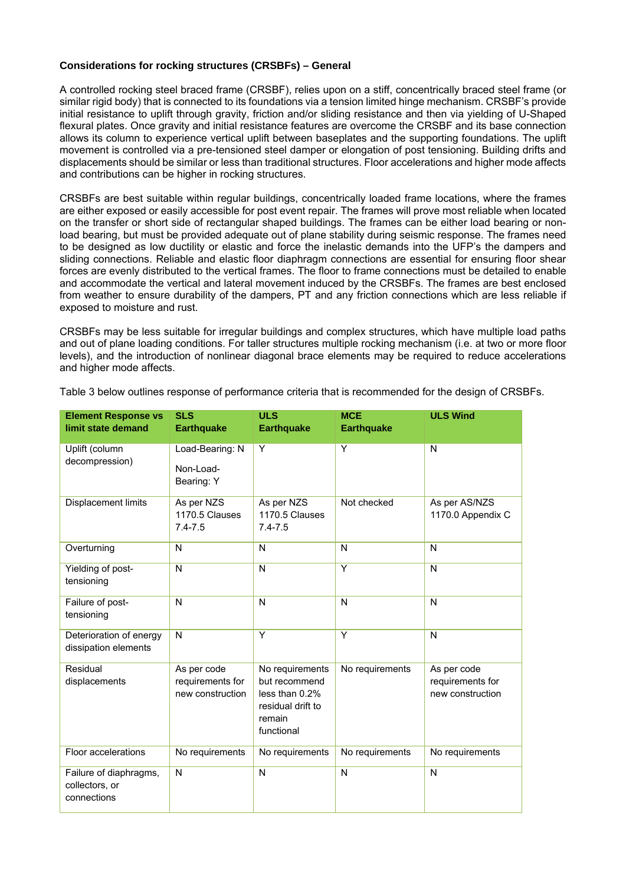**Considerations for rocking structures (CRSBFs) – General**

A controlled rocking steel braced frame (CRSBF), relies upon on a stiff, concentrically braced steel frame (or similar rigid body) that is connected to its foundations via a tension limited hinge mechanism. CRSBF's provide initial resistance to uplift through gravity, friction and/or sliding resistance and then via yielding of U-Shaped flexural plates. Once gravity and initial resistance features are overcome the CRSBF and its base connection allows its column to experience vertical uplift between baseplates and the supporting foundations. The uplift movement is controlled via a pre-tensioned steel damper or elongation of post tensioning. Building drifts and displacements should be similar or less than traditional structures. Floor accelerations and higher mode affects and contributions can be higher in rocking structures.

CRSBFs are best suitable within regular buildings, concentrically loaded frame locations, where the frames are either exposed or easily accessible for post event repair. The frames will prove most reliable when located on the transfer or short side of rectangular shaped buildings. The frames can be either load bearing or non-load bearing, but must be provided adequate out of plane stability during seismic response. The frames need to be designed as low ductility or elastic and force the inelastic demands into the UFP's the dampers and sliding connections. Reliable and elastic floor diaphragm connections are essential for ensuring floor shear forces are evenly distributed to the vertical frames. The floor to frame connections must be detailed to enable and accommodate the vertical and lateral movement induced by the CRSBFs. The frames are best enclosed from weather to ensure durability of the dampers, PT and any friction connections which are less reliable if exposed to moisture and rust.

CRSBFs may be less suitable for irregular buildings and complex structures, which have multiple load paths and out of plane loading conditions. For taller structures multiple rocking mechanism (i.e. at two or more floor levels), and the introduction of nonlinear diagonal brace elements may be required to reduce accelerations and higher mode affects.

Table 3 below outlines response of performance criteria that is recommended for the design of CRSBFs.

| Element Response vs limit state demand | SLS Earthquake | ULS Earthquake | MCE Earthquake | ULS Wind |
|---|---|---|---|---|
| Uplift (column decompression) | Load-Bearing: N<br>Non-Load-Bearing: Y | Y | Y | N |
| Displacement limits | As per NZS 1170.5 Clauses 7.4-7.5 | As per NZS 1170.5 Clauses 7.4-7.5 | Not checked | As per AS/NZS 1170.0 Appendix C |
| Overturning | N | N | N | N |
| Yielding of post-tensioning | N | N | Y | N |
| Failure of post-tensioning | N | N | N | N |
| Deterioration of energy dissipation elements | N | Y | Y | N |
| Residual displacements | As per code requirements for new construction | No requirements but recommend less than 0.2% residual drift to remain functional | No requirements | As per code requirements for new construction |
| Floor accelerations | No requirements | No requirements | No requirements | No requirements |
| Failure of diaphragms, collectors, or connections | N | N | N | N |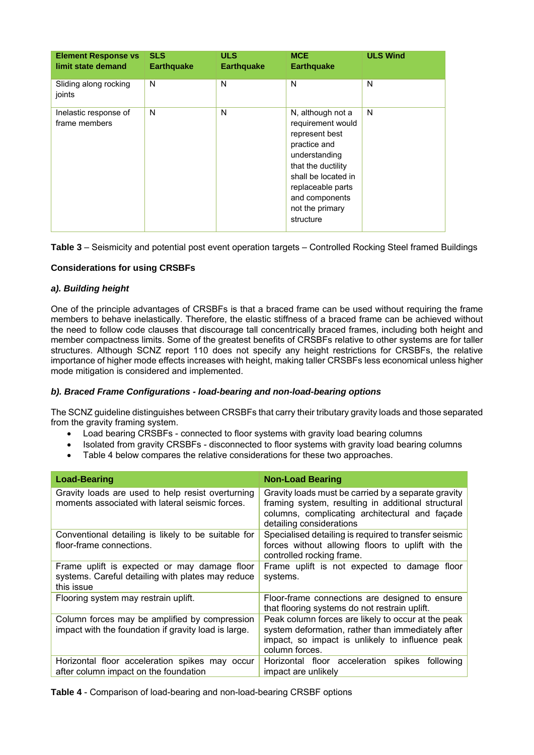| Element Response vs limit state demand | SLS Earthquake | ULS Earthquake | MCE Earthquake | ULS Wind |
|---|---|---|---|---|
| Sliding along rocking joints | N | N | N | N |
| Inelastic response of frame members | N | N | N, although not a requirement would represent best practice and understanding that the ductility shall be located in replaceable parts and components not the primary structure | N |

**Table 3** – Seismicity and potential post event operation targets – Controlled Rocking Steel framed Buildings

**Considerations for using CRSBFs**

***a). Building height***

One of the principle advantages of CRSBFs is that a braced frame can be used without requiring the frame members to behave inelastically. Therefore, the elastic stiffness of a braced frame can be achieved without the need to follow code clauses that discourage tall concentrically braced frames, including both height and member compactness limits. Some of the greatest benefits of CRSBFs relative to other systems are for taller structures. Although SCNZ report 110 does not specify any height restrictions for CRSBFs, the relative importance of higher mode effects increases with height, making taller CRSBFs less economical unless higher mode mitigation is considered and implemented.

***b). Braced Frame Configurations - load-bearing and non-load-bearing options***

The SCNZ guideline distinguishes between CRSBFs that carry their tributary gravity loads and those separated from the gravity framing system.

- Load bearing CRSBFs - connected to floor systems with gravity load bearing columns
- Isolated from gravity CRSBFs - disconnected to floor systems with gravity load bearing columns
- Table 4 below compares the relative considerations for these two approaches.

| Load-Bearing | Non-Load Bearing |
|---|---|
| Gravity loads are used to help resist overturning moments associated with lateral seismic forces. | Gravity loads must be carried by a separate gravity framing system, resulting in additional structural columns, complicating architectural and façade detailing considerations |
| Conventional detailing is likely to be suitable for floor-frame connections. | Specialised detailing is required to transfer seismic forces without allowing floors to uplift with the controlled rocking frame. |
| Frame uplift is expected or may damage floor systems. Careful detailing with plates may reduce this issue | Frame uplift is not expected to damage floor systems. |
| Flooring system may restrain uplift. | Floor-frame connections are designed to ensure that flooring systems do not restrain uplift. |
| Column forces may be amplified by compression impact with the foundation if gravity load is large. | Peak column forces are likely to occur at the peak system deformation, rather than immediately after impact, so impact is unlikely to influence peak column forces. |
| Horizontal floor acceleration spikes may occur after column impact on the foundation | Horizontal floor acceleration spikes following impact are unlikely |

**Table 4** - Comparison of load-bearing and non-load-bearing CRSBF options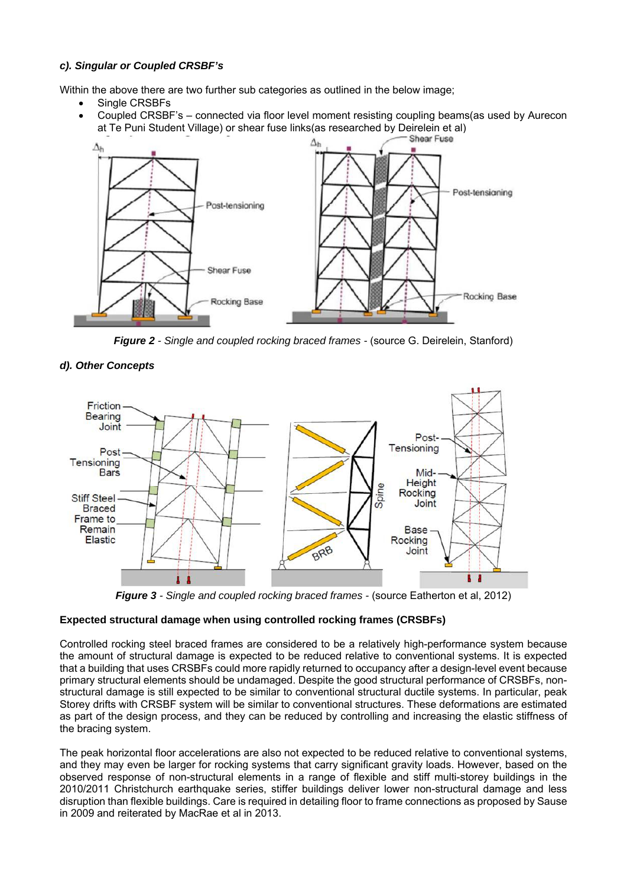***c). Singular or Coupled CRSBF's***

Within the above there are two further sub categories as outlined in the below image;

- Single CRSBFs
- Coupled CRSBF's – connected via floor level moment resisting coupling beams(as used by Aurecon at Te Puni Student Village) or shear fuse links(as researched by Deirelein et al)

***Figure 2*** *- Single and coupled rocking braced frames* - (source G. Deirelein, Stanford)

***d). Other Concepts***

***Figure 3*** *- Single and coupled rocking braced frames* - (source Eatherton et al, 2012)

**Expected structural damage when using controlled rocking frames (CRSBFs)**

Controlled rocking steel braced frames are considered to be a relatively high-performance system because the amount of structural damage is expected to be reduced relative to conventional systems. It is expected that a building that uses CRSBFs could more rapidly returned to occupancy after a design-level event because primary structural elements should be undamaged. Despite the good structural performance of CRSBFs, non-structural damage is still expected to be similar to conventional structural ductile systems. In particular, peak Storey drifts with CRSBF system will be similar to conventional structures. These deformations are estimated as part of the design process, and they can be reduced by controlling and increasing the elastic stiffness of the bracing system.

The peak horizontal floor accelerations are also not expected to be reduced relative to conventional systems, and they may even be larger for rocking systems that carry significant gravity loads. However, based on the observed response of non-structural elements in a range of flexible and stiff multi-storey buildings in the 2010/2011 Christchurch earthquake series, stiffer buildings deliver lower non-structural damage and less disruption than flexible buildings. Care is required in detailing floor to frame connections as proposed by Sause in 2009 and reiterated by MacRae et al in 2013.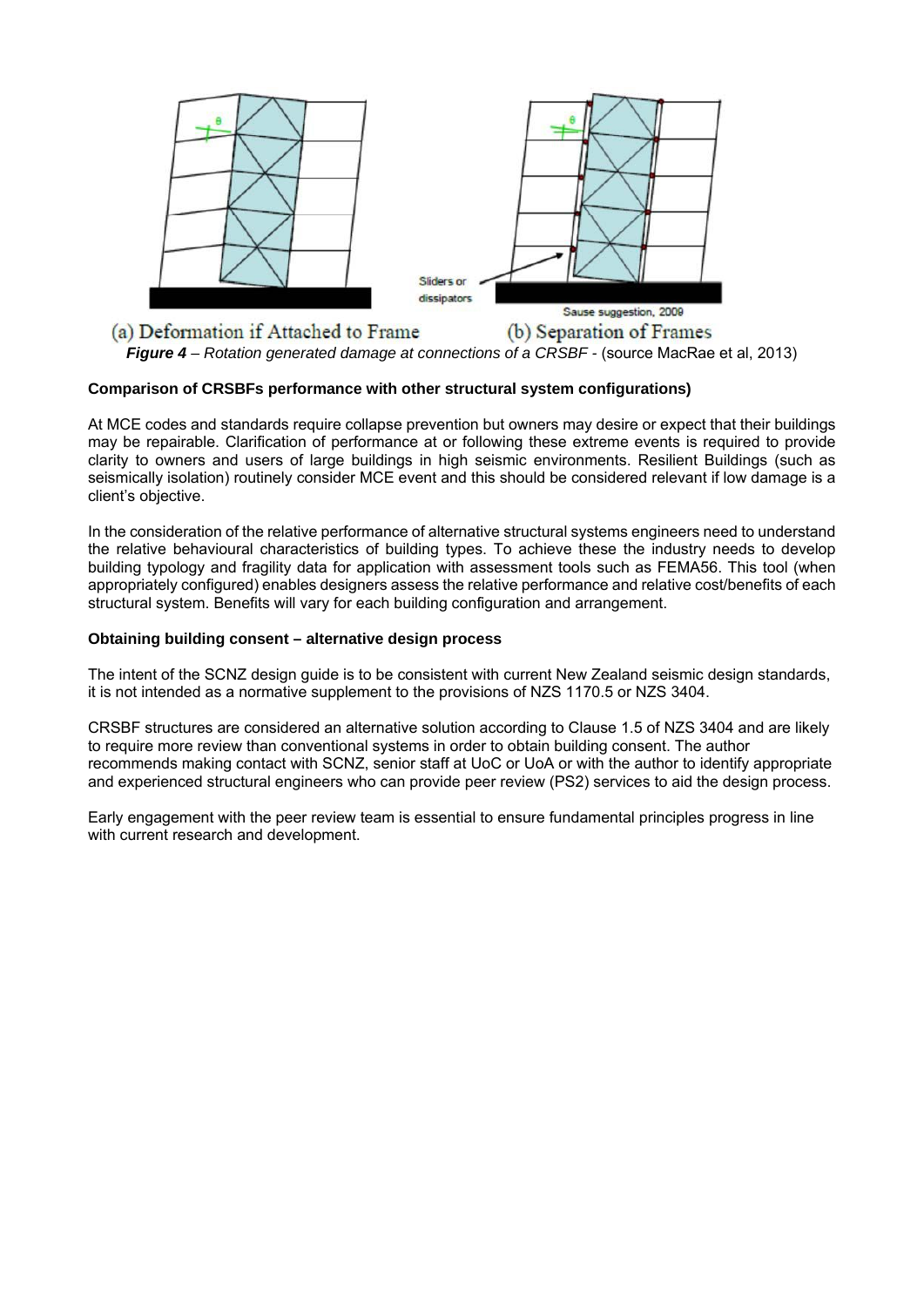(a) Deformation if Attached to Frame (b) Separation of Frames

***Figure 4*** *– Rotation generated damage at connections of a CRSBF* - (source MacRae et al, 2013)

**Comparison of CRSBFs performance with other structural system configurations)**

At MCE codes and standards require collapse prevention but owners may desire or expect that their buildings may be repairable. Clarification of performance at or following these extreme events is required to provide clarity to owners and users of large buildings in high seismic environments. Resilient Buildings (such as seismically isolation) routinely consider MCE event and this should be considered relevant if low damage is a client's objective.

In the consideration of the relative performance of alternative structural systems engineers need to understand the relative behavioural characteristics of building types. To achieve these the industry needs to develop building typology and fragility data for application with assessment tools such as FEMA56. This tool (when appropriately configured) enables designers assess the relative performance and relative cost/benefits of each structural system. Benefits will vary for each building configuration and arrangement.

**Obtaining building consent – alternative design process**

The intent of the SCNZ design guide is to be consistent with current New Zealand seismic design standards, it is not intended as a normative supplement to the provisions of NZS 1170.5 or NZS 3404.

CRSBF structures are considered an alternative solution according to Clause 1.5 of NZS 3404 and are likely to require more review than conventional systems in order to obtain building consent. The author recommends making contact with SCNZ, senior staff at UoC or UoA or with the author to identify appropriate and experienced structural engineers who can provide peer review (PS2) services to aid the design process.

Early engagement with the peer review team is essential to ensure fundamental principles progress in line with current research and development.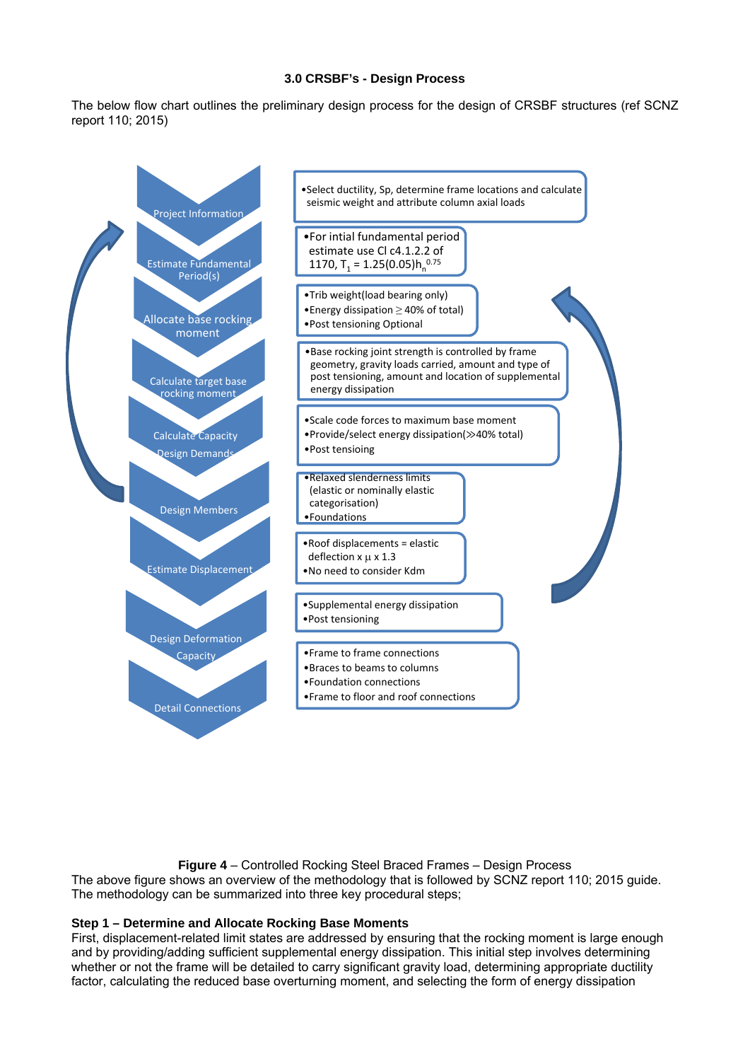### 3.0 CRSBF's - Design Process

The below flow chart outlines the preliminary design process for the design of CRSBF structures (ref SCNZ report 110; 2015)

| Step | Description |
| --- | --- |
| Project Information | •Select ductility, Sp, determine frame locations and calculate seismic weight and attribute column axial loads |
| Estimate Fundamental Period(s) | •For intial fundamental period estimate use Cl c4.1.2.2 of 1170, $T_1 = 1.25(0.05)h_n^{0.75}$ |
| Allocate base rocking moment | •Trib weight(load bearing only)<br>•Energy dissipation ≥ 40% of total)<br>•Post tensioning Optional |
| Calculate target base rocking moment | •Base rocking joint strength is controlled by frame geometry, gravity loads carried, amount and type of post tensioning, amount and location of supplemental energy dissipation |
| Calculate Capacity Design Demands | •Scale code forces to maximum base moment<br>•Provide/select energy dissipation(≫40% total)<br>•Post tensioing |
| Design Members | •Relaxed slenderness limits (elastic or nominally elastic categorisation)<br>•Foundations |
| Estimate Displacement | •Roof displacements = elastic deflection x $\mu$ x 1.3<br>•No need to consider Kdm |
| Design Deformation Capacity | •Supplemental energy dissipation<br>•Post tensioning |
| Detail Connections | •Frame to frame connections<br>•Braces to beams to columns<br>•Foundation connections<br>•Frame to floor and roof connections |

**Figure 4** – Controlled Rocking Steel Braced Frames – Design Process

The above figure shows an overview of the methodology that is followed by SCNZ report 110; 2015 guide. The methodology can be summarized into three key procedural steps;

**Step 1 – Determine and Allocate Rocking Base Moments**

First, displacement-related limit states are addressed by ensuring that the rocking moment is large enough and by providing/adding sufficient supplemental energy dissipation. This initial step involves determining whether or not the frame will be detailed to carry significant gravity load, determining appropriate ductility factor, calculating the reduced base overturning moment, and selecting the form of energy dissipation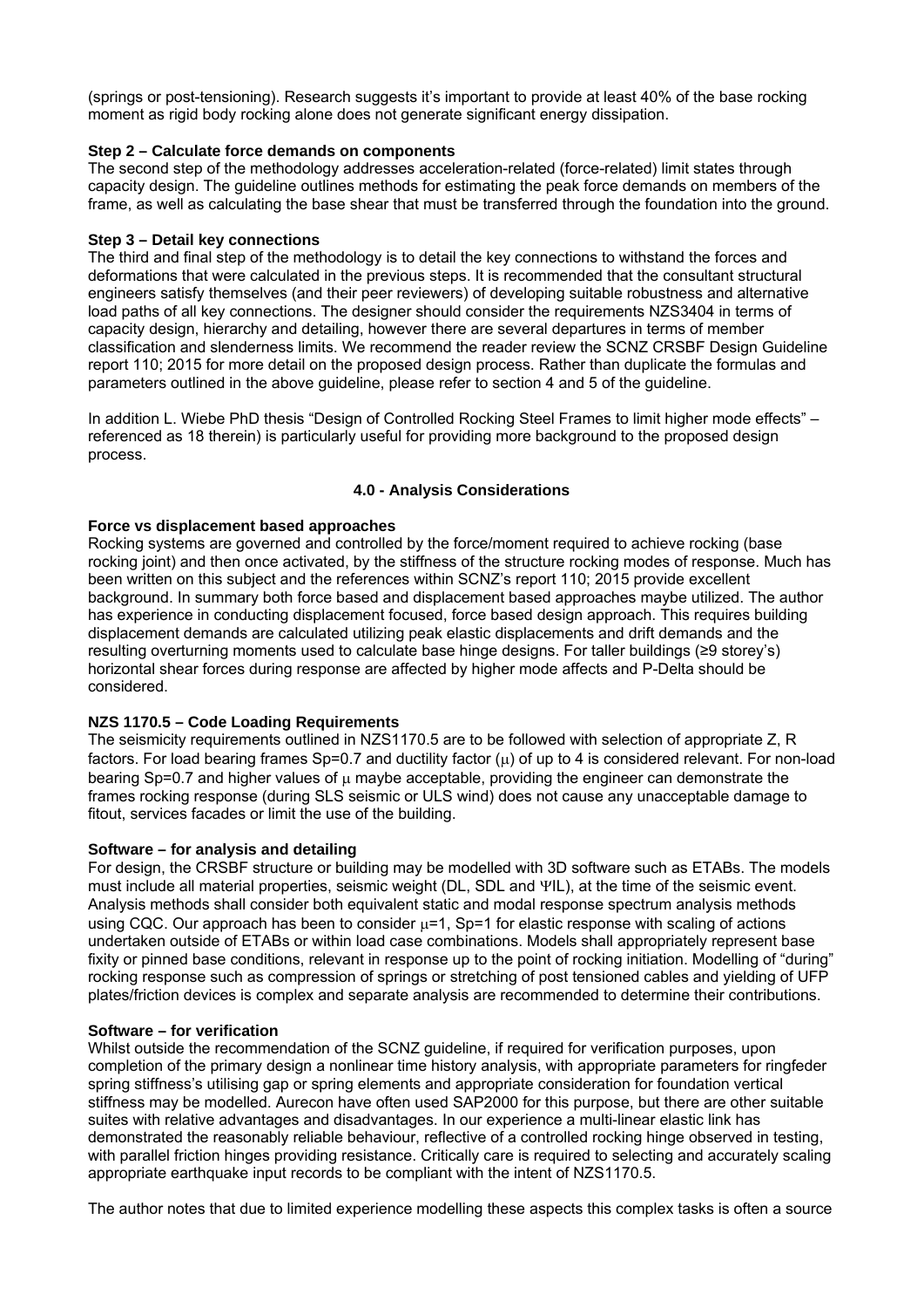(springs or post-tensioning). Research suggests it's important to provide at least 40% of the base rocking moment as rigid body rocking alone does not generate significant energy dissipation.

**Step 2 – Calculate force demands on components**

The second step of the methodology addresses acceleration-related (force-related) limit states through capacity design. The guideline outlines methods for estimating the peak force demands on members of the frame, as well as calculating the base shear that must be transferred through the foundation into the ground.

**Step 3 – Detail key connections**

The third and final step of the methodology is to detail the key connections to withstand the forces and deformations that were calculated in the previous steps. It is recommended that the consultant structural engineers satisfy themselves (and their peer reviewers) of developing suitable robustness and alternative load paths of all key connections. The designer should consider the requirements NZS3404 in terms of capacity design, hierarchy and detailing, however there are several departures in terms of member classification and slenderness limits. We recommend the reader review the SCNZ CRSBF Design Guideline report 110; 2015 for more detail on the proposed design process. Rather than duplicate the formulas and parameters outlined in the above guideline, please refer to section 4 and 5 of the guideline.

In addition L. Wiebe PhD thesis "Design of Controlled Rocking Steel Frames to limit higher mode effects" – referenced as 18 therein) is particularly useful for providing more background to the proposed design process.

## 4.0 - Analysis Considerations

**Force vs displacement based approaches**

Rocking systems are governed and controlled by the force/moment required to achieve rocking (base rocking joint) and then once activated, by the stiffness of the structure rocking modes of response. Much has been written on this subject and the references within SCNZ's report 110; 2015 provide excellent background. In summary both force based and displacement based approaches maybe utilized. The author has experience in conducting displacement focused, force based design approach. This requires building displacement demands are calculated utilizing peak elastic displacements and drift demands and the resulting overturning moments used to calculate base hinge designs. For taller buildings (≥9 storey's) horizontal shear forces during response are affected by higher mode affects and P-Delta should be considered.

**NZS 1170.5 – Code Loading Requirements**

The seismicity requirements outlined in NZS1170.5 are to be followed with selection of appropriate Z, R factors. For load bearing frames Sp=0.7 and ductility factor ($\mu$) of up to 4 is considered relevant. For non-load bearing Sp=0.7 and higher values of $\mu$ maybe acceptable, providing the engineer can demonstrate the frames rocking response (during SLS seismic or ULS wind) does not cause any unacceptable damage to fitout, services facades or limit the use of the building.

**Software – for analysis and detailing**

For design, the CRSBF structure or building may be modelled with 3D software such as ETABs. The models must include all material properties, seismic weight (DL, SDL and $\Psi$IL), at the time of the seismic event. Analysis methods shall consider both equivalent static and modal response spectrum analysis methods using CQC. Our approach has been to consider $\mu$=1, Sp=1 for elastic response with scaling of actions undertaken outside of ETABs or within load case combinations. Models shall appropriately represent base fixity or pinned base conditions, relevant in response up to the point of rocking initiation. Modelling of "during" rocking response such as compression of springs or stretching of post tensioned cables and yielding of UFP plates/friction devices is complex and separate analysis are recommended to determine their contributions.

**Software – for verification**

Whilst outside the recommendation of the SCNZ guideline, if required for verification purposes, upon completion of the primary design a nonlinear time history analysis, with appropriate parameters for ringfeder spring stiffness's utilising gap or spring elements and appropriate consideration for foundation vertical stiffness may be modelled. Aurecon have often used SAP2000 for this purpose, but there are other suitable suites with relative advantages and disadvantages. In our experience a multi-linear elastic link has demonstrated the reasonably reliable behaviour, reflective of a controlled rocking hinge observed in testing, with parallel friction hinges providing resistance. Critically care is required to selecting and accurately scaling appropriate earthquake input records to be compliant with the intent of NZS1170.5.

The author notes that due to limited experience modelling these aspects this complex tasks is often a source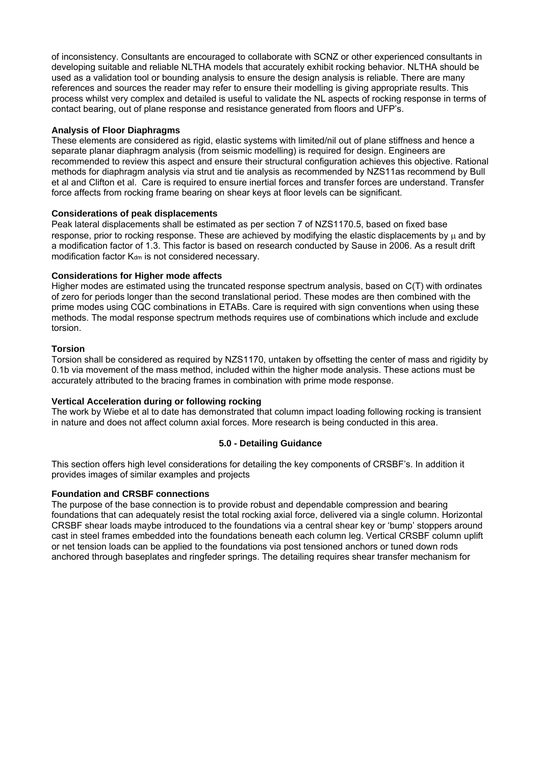of inconsistency. Consultants are encouraged to collaborate with SCNZ or other experienced consultants in developing suitable and reliable NLTHA models that accurately exhibit rocking behavior. NLTHA should be used as a validation tool or bounding analysis to ensure the design analysis is reliable. There are many references and sources the reader may refer to ensure their modelling is giving appropriate results. This process whilst very complex and detailed is useful to validate the NL aspects of rocking response in terms of contact bearing, out of plane response and resistance generated from floors and UFP's.

**Analysis of Floor Diaphragms**

These elements are considered as rigid, elastic systems with limited/nil out of plane stiffness and hence a separate planar diaphragm analysis (from seismic modelling) is required for design. Engineers are recommended to review this aspect and ensure their structural configuration achieves this objective. Rational methods for diaphragm analysis via strut and tie analysis as recommended by NZS11as recommend by Bull et al and Clifton et al. Care is required to ensure inertial forces and transfer forces are understand. Transfer force affects from rocking frame bearing on shear keys at floor levels can be significant.

**Considerations of peak displacements**

Peak lateral displacements shall be estimated as per section 7 of NZS1170.5, based on fixed base response, prior to rocking response. These are achieved by modifying the elastic displacements by $\mu$ and by a modification factor of 1.3. This factor is based on research conducted by Sause in 2006. As a result drift modification factor $K_{dm}$ is not considered necessary.

**Considerations for Higher mode affects**

Higher modes are estimated using the truncated response spectrum analysis, based on C(T) with ordinates of zero for periods longer than the second translational period. These modes are then combined with the prime modes using CQC combinations in ETABs. Care is required with sign conventions when using these methods. The modal response spectrum methods requires use of combinations which include and exclude torsion.

**Torsion**

Torsion shall be considered as required by NZS1170, untaken by offsetting the center of mass and rigidity by 0.1b via movement of the mass method, included within the higher mode analysis. These actions must be accurately attributed to the bracing frames in combination with prime mode response.

**Vertical Acceleration during or following rocking**

The work by Wiebe et al to date has demonstrated that column impact loading following rocking is transient in nature and does not affect column axial forces. More research is being conducted in this area.

## 5.0 - Detailing Guidance

This section offers high level considerations for detailing the key components of CRSBF's. In addition it provides images of similar examples and projects

**Foundation and CRSBF connections**

The purpose of the base connection is to provide robust and dependable compression and bearing foundations that can adequately resist the total rocking axial force, delivered via a single column. Horizontal CRSBF shear loads maybe introduced to the foundations via a central shear key or 'bump' stoppers around cast in steel frames embedded into the foundations beneath each column leg. Vertical CRSBF column uplift or net tension loads can be applied to the foundations via post tensioned anchors or tuned down rods anchored through baseplates and ringfeder springs. The detailing requires shear transfer mechanism for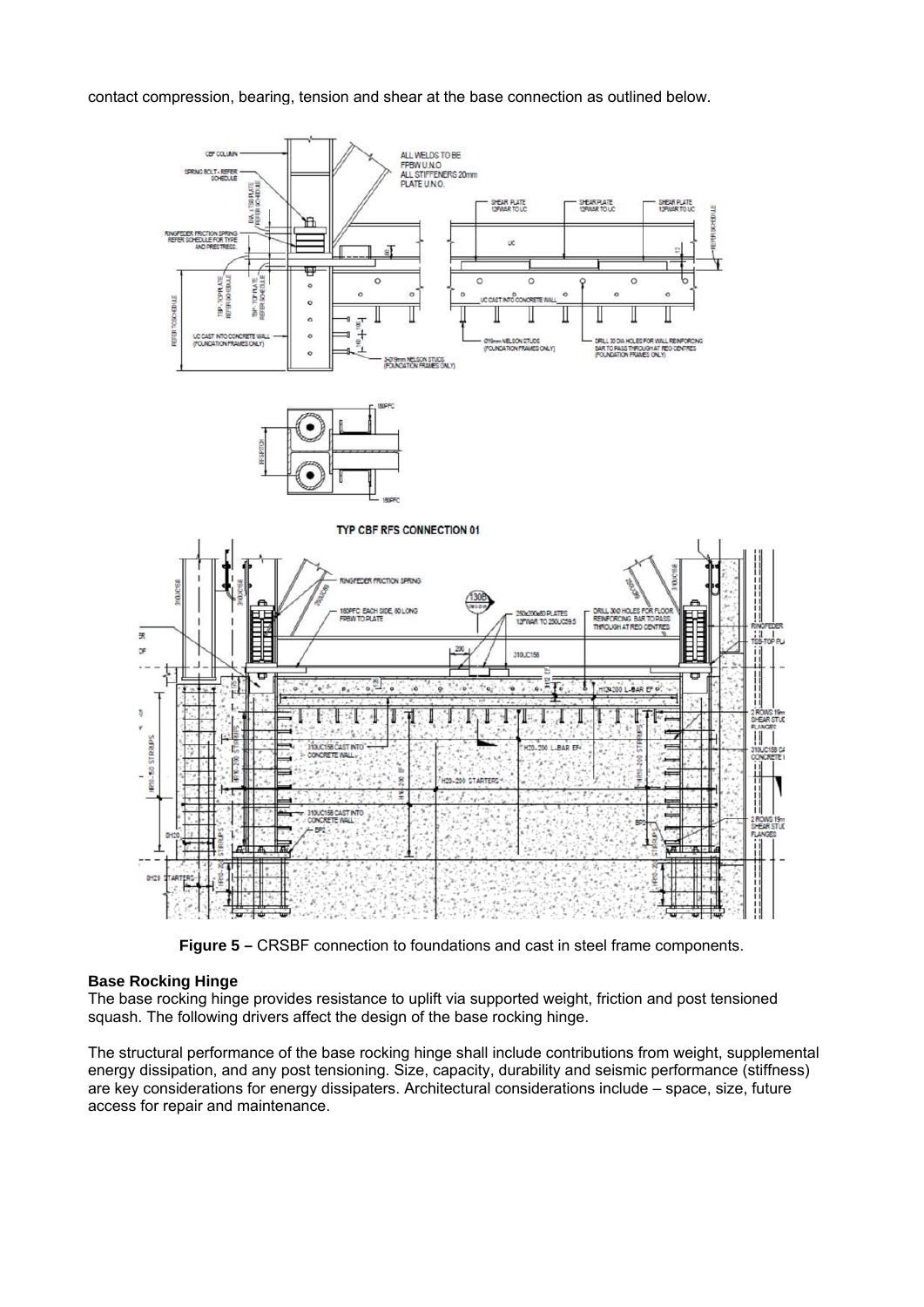contact compression, bearing, tension and shear at the base connection as outlined below.

**Figure 5 –** CRSBF connection to foundations and cast in steel frame components.

### Base Rocking Hinge

The base rocking hinge provides resistance to uplift via supported weight, friction and post tensioned squash. The following drivers affect the design of the base rocking hinge.

The structural performance of the base rocking hinge shall include contributions from weight, supplemental energy dissipation, and any post tensioning. Size, capacity, durability and seismic performance (stiffness) are key considerations for energy dissipaters. Architectural considerations include – space, size, future access for repair and maintenance.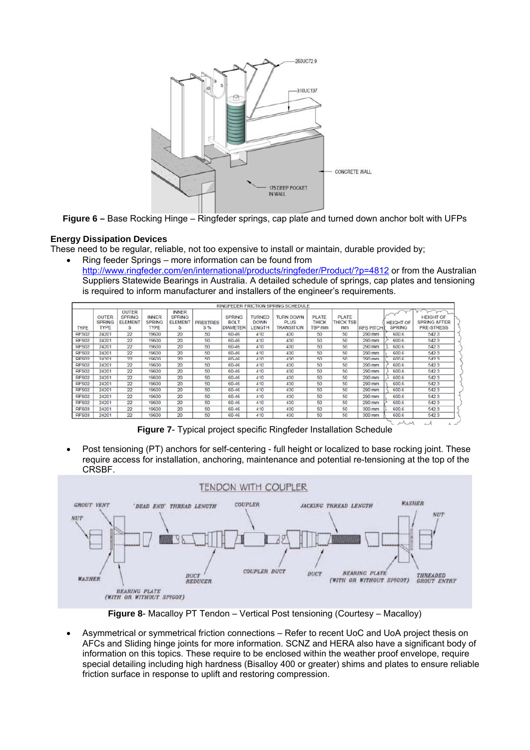**Figure 6 –** Base Rocking Hinge – Ringfeder springs, cap plate and turned down anchor bolt with UFPs

**Energy Dissipation Devices**

These need to be regular, reliable, not too expensive to install or maintain, durable provided by;

- Ring feeder Springs – more information can be found from http://www.ringfeder.com/en/international/products/ringfeder/Product/?p=4812 or from the Australian Suppliers Statewide Bearings in Australia. A detailed schedule of springs, cap plates and tensioning is required to inform manufacturer and installers of the engineer's requirements.

| RINGFEDER FRICTION SPRING SCHEDULE | | | | | | | | | | | | | |
|---|---|---|---|---|---|---|---|---|---|---|---|---|---|
| TYPE | OUTER SPRING TYPE | OUTER SPRING ELEMENTS | INNER SPRING TYPE | INNER SPRING ELEMENTS | PRESTRESS % | SPRING BOLT DIAMETER | TURNED DOWN LENGTH | TURN DOWN PLUS TRANSITION | PLATE THICK TBP mm | PLATE THICK TSB mm | RFS PITCH | HEIGHT OF SPRING | HEIGHT OF SPRING AFTER PRE-STRESS |
| RFS02 | 24201 | 22 | 19600 | 20 | 50 | 60-46 | 410 | 430 | 50 | 50 | 290 mm | 600.6 | 542.3 |
| RFS02 | 24201 | 22 | 19600 | 20 | 50 | 60-46 | 410 | 430 | 50 | 50 | 290 mm | 600.6 | 542.3 |
| RFS02 | 24201 | 22 | 19600 | 20 | 50 | 60-46 | 410 | 430 | 50 | 50 | 290 mm | 600.6 | 542.3 |
| RFS02 | 24201 | 22 | 19600 | 20 | 50 | 60-46 | 410 | 430 | 50 | 50 | 290 mm | 600.6 | 542.3 |
| RFS02 | 24201 | 22 | 19600 | 20 | 50 | 60-46 | 410 | 430 | 50 | 50 | 290 mm | 600.6 | 542.3 |
| RFS02 | 24201 | 22 | 19600 | 20 | 50 | 60-46 | 410 | 430 | 50 | 50 | 290 mm | 600.6 | 542.3 |
| RFS02 | 24201 | 22 | 19600 | 20 | 50 | 60-46 | 410 | 430 | 50 | 50 | 290 mm | 600.6 | 542.3 |
| RFS02 | 24201 | 22 | 19600 | 20 | 50 | 60-46 | 410 | 430 | 50 | 50 | 290 mm | 600.6 | 542.3 |
| RFS02 | 24201 | 22 | 19600 | 20 | 50 | 60-46 | 410 | 430 | 50 | 50 | 290 mm | 600.6 | 542.3 |
| RFS02 | 24201 | 22 | 19600 | 20 | 50 | 60-46 | 410 | 430 | 50 | 50 | 290 mm | 600.6 | 542.3 |
| RFS02 | 24201 | 22 | 19600 | 20 | 50 | 60-46 | 410 | 430 | 50 | 50 | 290 mm | 600.6 | 542.3 |
| RFS02 | 24201 | 22 | 19600 | 20 | 50 | 60-46 | 410 | 430 | 50 | 50 | 290 mm | 600.6 | 542.3 |
| RFS03 | 24201 | 22 | 19600 | 20 | 50 | 60-46 | 410 | 430 | 50 | 50 | 300 mm | 600.6 | 542.3 |
| RFS03 | 24201 | 22 | 19600 | 20 | 50 | 60-46 | 410 | 430 | 50 | 50 | 300 mm | 600.6 | 542.3 |

**Figure 7**- Typical project specific Ringfeder Installation Schedule

- Post tensioning (PT) anchors for self-centering - full height or localized to base rocking joint. These require access for installation, anchoring, maintenance and potential re-tensioning at the top of the CRSBF.

**Figure 8**- Macalloy PT Tendon – Vertical Post tensioning (Courtesy – Macalloy)

- Asymmetrical or symmetrical friction connections – Refer to recent UoC and UoA project thesis on AFCs and Sliding hinge joints for more information. SCNZ and HERA also have a significant body of information on this topics. These require to be enclosed within the weather proof envelope, require special detailing including high hardness (Bisalloy 400 or greater) shims and plates to ensure reliable friction surface in response to uplift and restoring compression.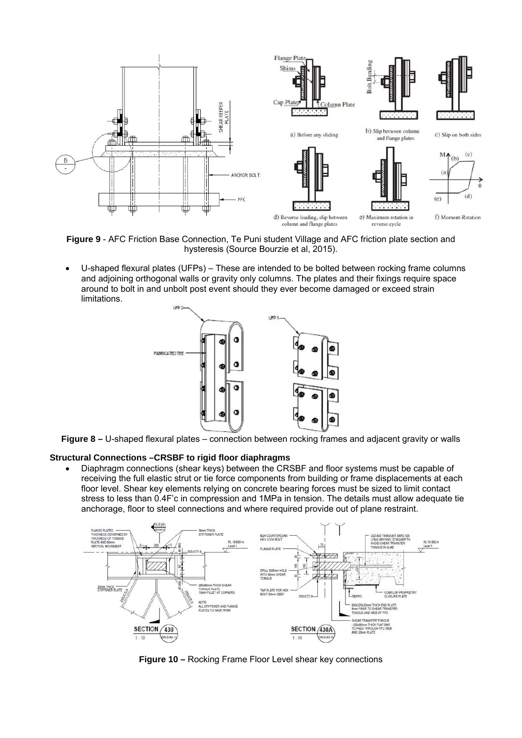**Figure 9** - AFC Friction Base Connection, Te Puni student Village and AFC friction plate section and hysteresis (Source Bourzie et al, 2015).

- U-shaped flexural plates (UFPs) – These are intended to be bolted between rocking frame columns and adjoining orthogonal walls or gravity only columns. The plates and their fixings require space around to bolt in and unbolt post event should they ever become damaged or exceed strain limitations.

**Figure 8 –** U-shaped flexural plates – connection between rocking frames and adjacent gravity or walls

**Structural Connections –CRSBF to rigid floor diaphragms**

- Diaphragm connections (shear keys) between the CRSBF and floor systems must be capable of receiving the full elastic strut or tie force components from building or frame displacements at each floor level. Shear key elements relying on concrete bearing forces must be sized to limit contact stress to less than 0.4F'c in compression and 1MPa in tension. The details must allow adequate tie anchorage, floor to steel connections and where required provide out of plane restraint.

**Figure 10 –** Rocking Frame Floor Level shear key connections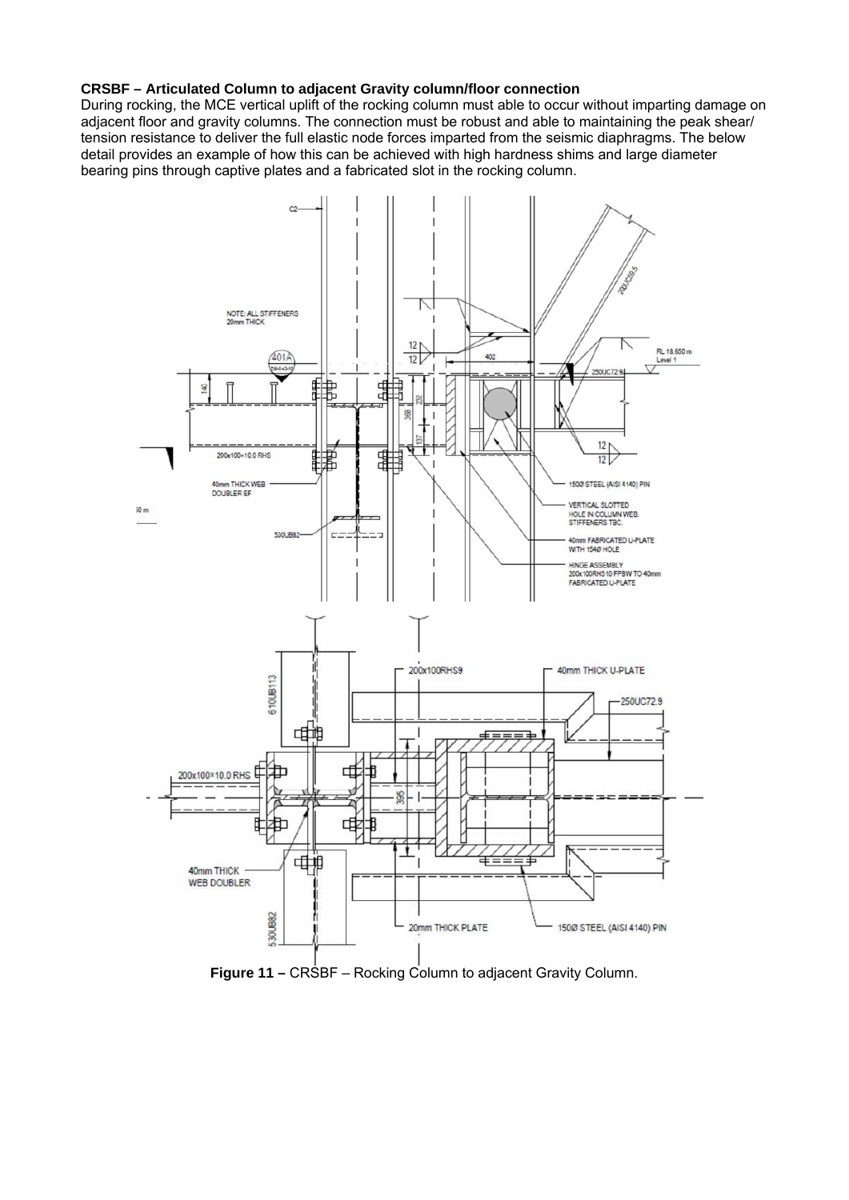**CRSBF – Articulated Column to adjacent Gravity column/floor connection**

During rocking, the MCE vertical uplift of the rocking column must able to occur without imparting damage on adjacent floor and gravity columns. The connection must be robust and able to maintaining the peak shear/ tension resistance to deliver the full elastic node forces imparted from the seismic diaphragms. The below detail provides an example of how this can be achieved with high hardness shims and large diameter bearing pins through captive plates and a fabricated slot in the rocking column.

**Figure 11 –** CRSBF – Rocking Column to adjacent Gravity Column.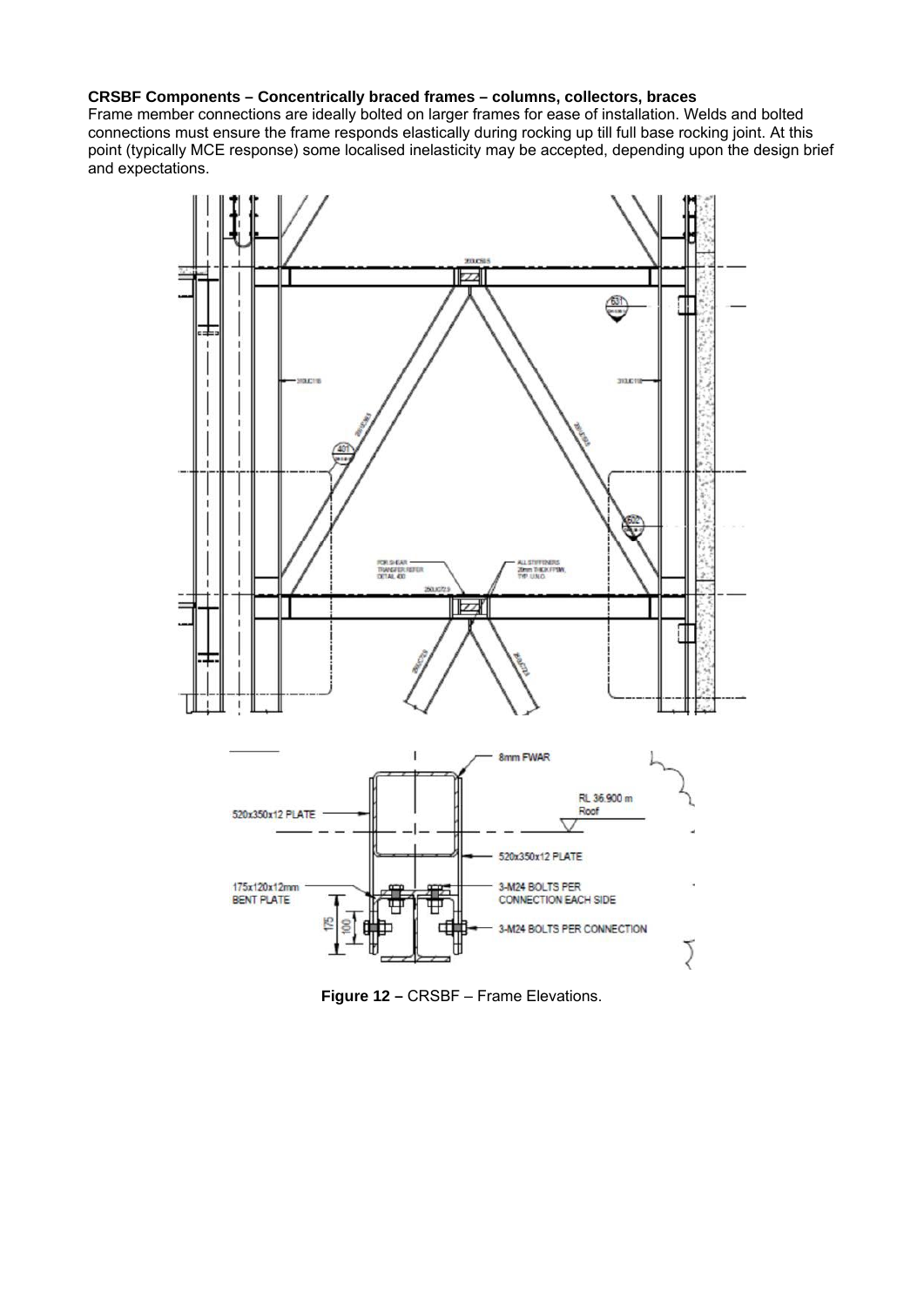**CRSBF Components – Concentrically braced frames – columns, collectors, braces**

Frame member connections are ideally bolted on larger frames for ease of installation. Welds and bolted connections must ensure the frame responds elastically during rocking up till full base rocking joint. At this point (typically MCE response) some localised inelasticity may be accepted, depending upon the design brief and expectations.

**Figure 12 –** CRSBF – Frame Elevations.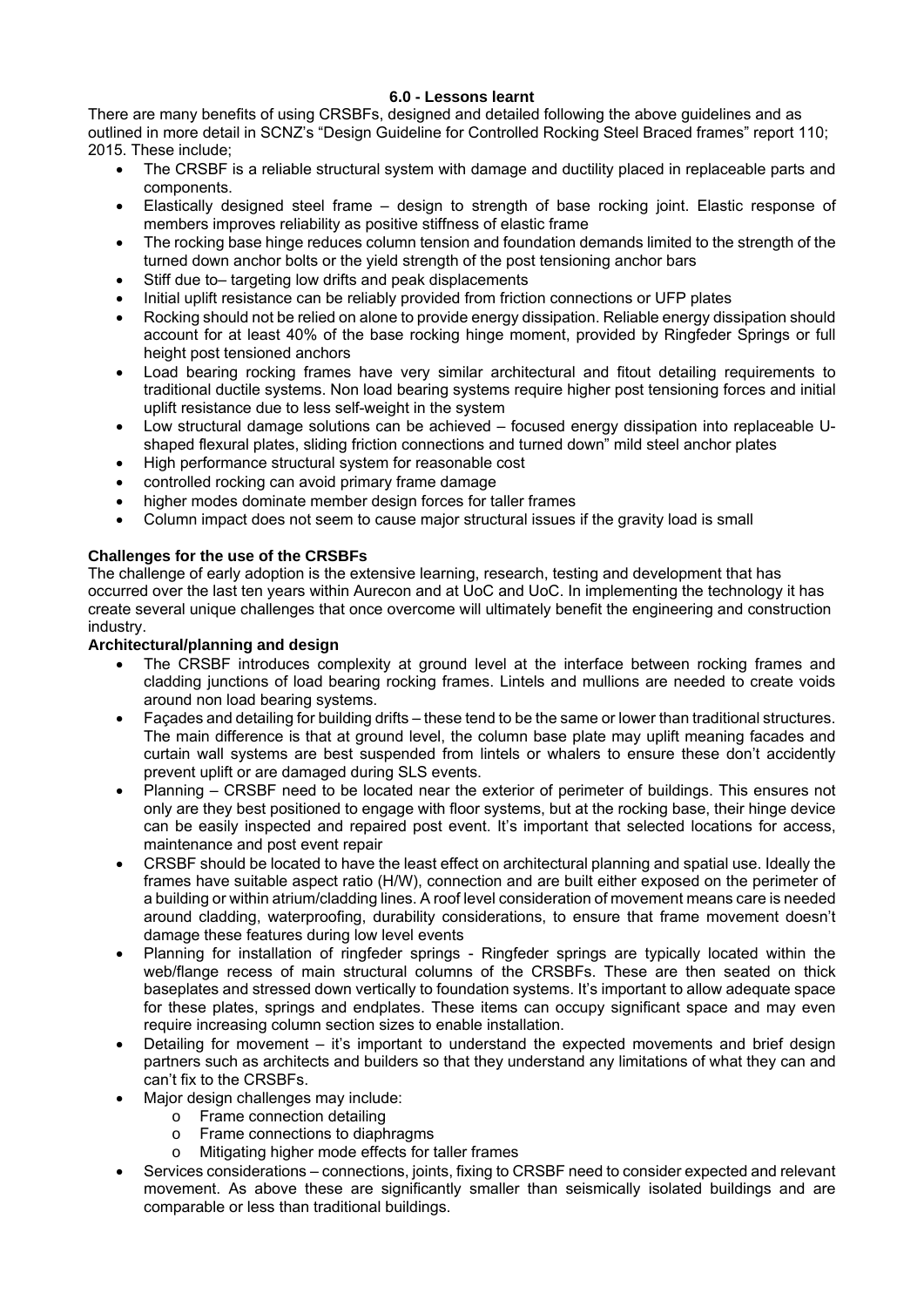## 6.0 - Lessons learnt

There are many benefits of using CRSBFs, designed and detailed following the above guidelines and as outlined in more detail in SCNZ's "Design Guideline for Controlled Rocking Steel Braced frames" report 110; 2015. These include;

- The CRSBF is a reliable structural system with damage and ductility placed in replaceable parts and components.
- Elastically designed steel frame – design to strength of base rocking joint. Elastic response of members improves reliability as positive stiffness of elastic frame
- The rocking base hinge reduces column tension and foundation demands limited to the strength of the turned down anchor bolts or the yield strength of the post tensioning anchor bars
- Stiff due to– targeting low drifts and peak displacements
- Initial uplift resistance can be reliably provided from friction connections or UFP plates
- Rocking should not be relied on alone to provide energy dissipation. Reliable energy dissipation should account for at least 40% of the base rocking hinge moment, provided by Ringfeder Springs or full height post tensioned anchors
- Load bearing rocking frames have very similar architectural and fitout detailing requirements to traditional ductile systems. Non load bearing systems require higher post tensioning forces and initial uplift resistance due to less self-weight in the system
- Low structural damage solutions can be achieved – focused energy dissipation into replaceable U-shaped flexural plates, sliding friction connections and turned down" mild steel anchor plates
- High performance structural system for reasonable cost
- controlled rocking can avoid primary frame damage
- higher modes dominate member design forces for taller frames
- Column impact does not seem to cause major structural issues if the gravity load is small

### Challenges for the use of the CRSBFs

The challenge of early adoption is the extensive learning, research, testing and development that has occurred over the last ten years within Aurecon and at UoC and UoC. In implementing the technology it has create several unique challenges that once overcome will ultimately benefit the engineering and construction industry.

### Architectural/planning and design

- The CRSBF introduces complexity at ground level at the interface between rocking frames and cladding junctions of load bearing rocking frames. Lintels and mullions are needed to create voids around non load bearing systems.
- Façades and detailing for building drifts – these tend to be the same or lower than traditional structures. The main difference is that at ground level, the column base plate may uplift meaning facades and curtain wall systems are best suspended from lintels or whalers to ensure these don't accidently prevent uplift or are damaged during SLS events.
- Planning – CRSBF need to be located near the exterior of perimeter of buildings. This ensures not only are they best positioned to engage with floor systems, but at the rocking base, their hinge device can be easily inspected and repaired post event. It's important that selected locations for access, maintenance and post event repair
- CRSBF should be located to have the least effect on architectural planning and spatial use. Ideally the frames have suitable aspect ratio (H/W), connection and are built either exposed on the perimeter of a building or within atrium/cladding lines. A roof level consideration of movement means care is needed around cladding, waterproofing, durability considerations, to ensure that frame movement doesn't damage these features during low level events
- Planning for installation of ringfeder springs - Ringfeder springs are typically located within the web/flange recess of main structural columns of the CRSBFs. These are then seated on thick baseplates and stressed down vertically to foundation systems. It's important to allow adequate space for these plates, springs and endplates. These items can occupy significant space and may even require increasing column section sizes to enable installation.
- Detailing for movement – it's important to understand the expected movements and brief design partners such as architects and builders so that they understand any limitations of what they can and can't fix to the CRSBFs.
- Major design challenges may include:
  - Frame connection detailing
  - Frame connections to diaphragms
  - Mitigating higher mode effects for taller frames
- Services considerations – connections, joints, fixing to CRSBF need to consider expected and relevant movement. As above these are significantly smaller than seismically isolated buildings and are comparable or less than traditional buildings.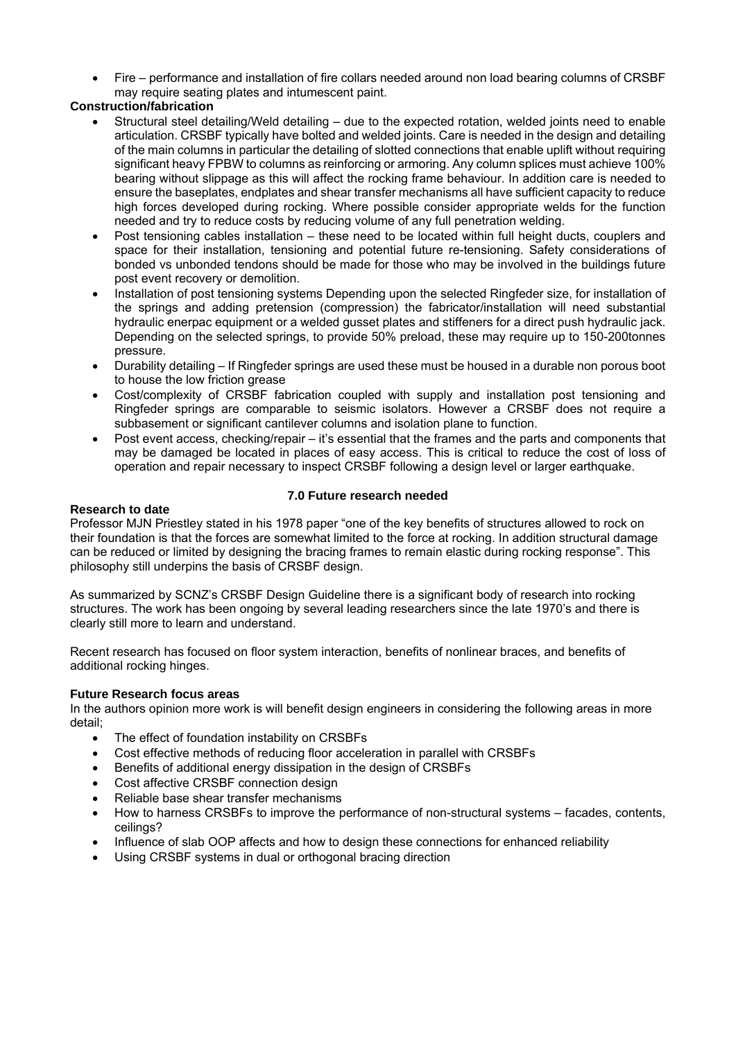- Fire – performance and installation of fire collars needed around non load bearing columns of CRSBF may require seating plates and intumescent paint.

**Construction/fabrication**

- Structural steel detailing/Weld detailing – due to the expected rotation, welded joints need to enable articulation. CRSBF typically have bolted and welded joints. Care is needed in the design and detailing of the main columns in particular the detailing of slotted connections that enable uplift without requiring significant heavy FPBW to columns as reinforcing or armoring. Any column splices must achieve 100% bearing without slippage as this will affect the rocking frame behaviour. In addition care is needed to ensure the baseplates, endplates and shear transfer mechanisms all have sufficient capacity to reduce high forces developed during rocking. Where possible consider appropriate welds for the function needed and try to reduce costs by reducing volume of any full penetration welding.
- Post tensioning cables installation – these need to be located within full height ducts, couplers and space for their installation, tensioning and potential future re-tensioning. Safety considerations of bonded vs unbonded tendons should be made for those who may be involved in the buildings future post event recovery or demolition.
- Installation of post tensioning systems Depending upon the selected Ringfeder size, for installation of the springs and adding pretension (compression) the fabricator/installation will need substantial hydraulic enerpac equipment or a welded gusset plates and stiffeners for a direct push hydraulic jack. Depending on the selected springs, to provide 50% preload, these may require up to 150-200tonnes pressure.
- Durability detailing – If Ringfeder springs are used these must be housed in a durable non porous boot to house the low friction grease
- Cost/complexity of CRSBF fabrication coupled with supply and installation post tensioning and Ringfeder springs are comparable to seismic isolators. However a CRSBF does not require a subbasement or significant cantilever columns and isolation plane to function.
- Post event access, checking/repair – it's essential that the frames and the parts and components that may be damaged be located in places of easy access. This is critical to reduce the cost of loss of operation and repair necessary to inspect CRSBF following a design level or larger earthquake.

## 7.0 Future research needed

**Research to date**

Professor MJN Priestley stated in his 1978 paper "one of the key benefits of structures allowed to rock on their foundation is that the forces are somewhat limited to the force at rocking. In addition structural damage can be reduced or limited by designing the bracing frames to remain elastic during rocking response". This philosophy still underpins the basis of CRSBF design.

As summarized by SCNZ's CRSBF Design Guideline there is a significant body of research into rocking structures. The work has been ongoing by several leading researchers since the late 1970's and there is clearly still more to learn and understand.

Recent research has focused on floor system interaction, benefits of nonlinear braces, and benefits of additional rocking hinges.

**Future Research focus areas**

In the authors opinion more work is will benefit design engineers in considering the following areas in more detail;

- The effect of foundation instability on CRSBFs
- Cost effective methods of reducing floor acceleration in parallel with CRSBFs
- Benefits of additional energy dissipation in the design of CRSBFs
- Cost affective CRSBF connection design
- Reliable base shear transfer mechanisms
- How to harness CRSBFs to improve the performance of non-structural systems – facades, contents, ceilings?
- Influence of slab OOP affects and how to design these connections for enhanced reliability
- Using CRSBF systems in dual or orthogonal bracing direction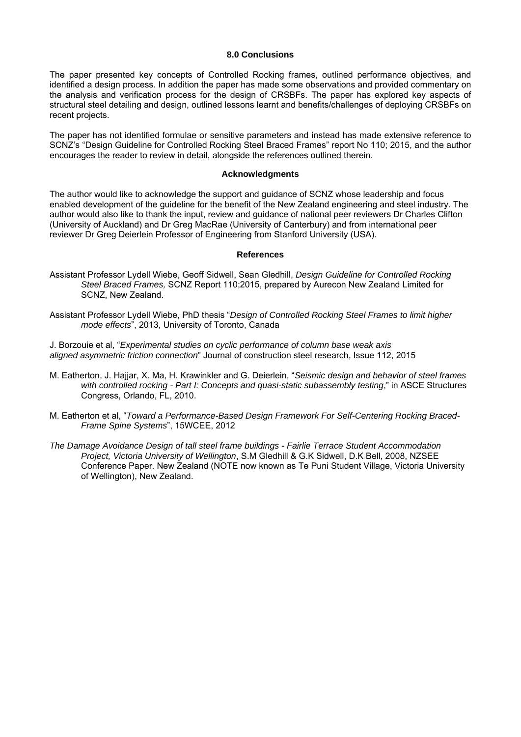## 8.0 Conclusions

The paper presented key concepts of Controlled Rocking frames, outlined performance objectives, and identified a design process. In addition the paper has made some observations and provided commentary on the analysis and verification process for the design of CRSBFs. The paper has explored key aspects of structural steel detailing and design, outlined lessons learnt and benefits/challenges of deploying CRSBFs on recent projects.

The paper has not identified formulae or sensitive parameters and instead has made extensive reference to SCNZ's "Design Guideline for Controlled Rocking Steel Braced Frames" report No 110; 2015, and the author encourages the reader to review in detail, alongside the references outlined therein.

## Acknowledgments

The author would like to acknowledge the support and guidance of SCNZ whose leadership and focus enabled development of the guideline for the benefit of the New Zealand engineering and steel industry. The author would also like to thank the input, review and guidance of national peer reviewers Dr Charles Clifton (University of Auckland) and Dr Greg MacRae (University of Canterbury) and from international peer reviewer Dr Greg Deierlein Professor of Engineering from Stanford University (USA).

## References

Assistant Professor Lydell Wiebe, Geoff Sidwell, Sean Gledhill, *Design Guideline for Controlled Rocking Steel Braced Frames,* SCNZ Report 110;2015, prepared by Aurecon New Zealand Limited for SCNZ, New Zealand.

Assistant Professor Lydell Wiebe, PhD thesis "*Design of Controlled Rocking Steel Frames to limit higher mode effects*", 2013, University of Toronto, Canada

J. Borzouie et al, "*Experimental studies on cyclic performance of column base weak axis aligned asymmetric friction connection*" Journal of construction steel research, Issue 112, 2015

M. Eatherton, J. Hajjar, X. Ma, H. Krawinkler and G. Deierlein, "*Seismic design and behavior of steel frames with controlled rocking - Part I: Concepts and quasi-static subassembly testing*," in ASCE Structures Congress, Orlando, FL, 2010.

M. Eatherton et al, "*Toward a Performance-Based Design Framework For Self-Centering Rocking Braced-Frame Spine Systems*", 15WCEE, 2012

*The Damage Avoidance Design of tall steel frame buildings - Fairlie Terrace Student Accommodation Project, Victoria University of Wellington*, S.M Gledhill & G.K Sidwell, D.K Bell, 2008, NZSEE Conference Paper. New Zealand (NOTE now known as Te Puni Student Village, Victoria University of Wellington), New Zealand.